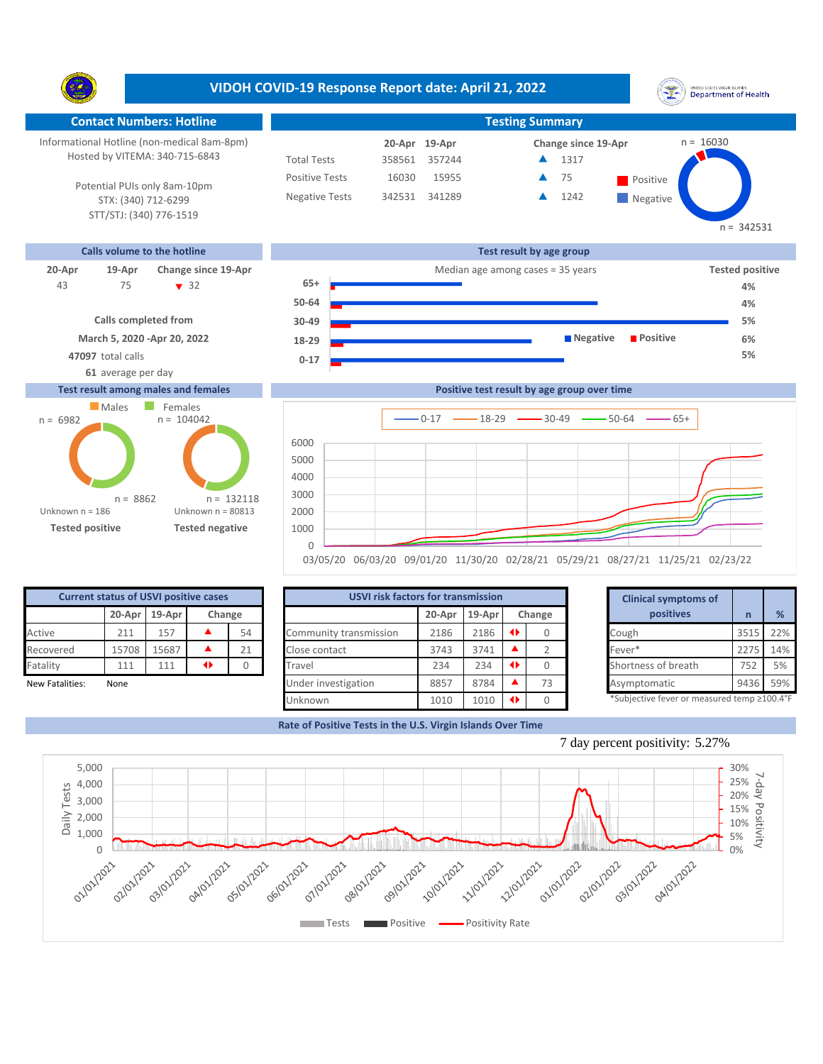# VIDOH COVID-19 Response Report date: April 21, 2022

## Contact Numbers: Hotline

Informational Hotline (non-medical 8am-8pm)
Hosted by VITEMA: 340-715-6843

Potential PUIs only 8am-10pm
STX: (340) 712-6299
STT/STJ: (340) 776-1519

## Testing Summary

| | 20-Apr | 19-Apr | Change since 19-Apr |
|---|---|---|---|
| Total Tests | 358561 | 357244 | ▲ 1317 |
| Positive Tests | 16030 | 15955 | ▲ 75 |
| Negative Tests | 342531 | 341289 | ▲ 1242 |

Positive n = 16030
Negative n = 342531

## Calls volume to the hotline

| 20-Apr | 19-Apr | Change since 19-Apr |
|---|---|---|
| 43 | 75 | ▼ 32 |

**Calls completed from**
**March 5, 2020 -Apr 20, 2022**
**47097** total calls
**61** average per day

## Test result by age group

Median age among cases = 35 years

| Age group | Tested positive |
|---|---|
| 65+ | 4% |
| 50-64 | 4% |
| 30-49 | 5% |
| 18-29 | 6% |
| 0-17 | 5% |

## Test result among males and females

| | Males | Females |
|---|---|---|
| Tested positive | n = 6982 | n = 8862 |
| Tested negative | n = 104042 | n = 132118 |

Tested positive: Unknown n = 186
Tested negative: Unknown n = 80813

## Positive test result by age group over time

## Current status of USVI positive cases

| | 20-Apr | 19-Apr | Change |
|---|---|---|---|
| Active | 211 | 157 | ▲ 54 |
| Recovered | 15708 | 15687 | ▲ 21 |
| Fatality | 111 | 111 | ◆ 0 |

New Fatalities: None

## USVI risk factors for transmission

| | 20-Apr | 19-Apr | Change |
|---|---|---|---|
| Community transmission | 2186 | 2186 | ◆ 0 |
| Close contact | 3743 | 3741 | ▲ 2 |
| Travel | 234 | 234 | ◆ 0 |
| Under investigation | 8857 | 8784 | ▲ 73 |
| Unknown | 1010 | 1010 | ◆ 0 |

## Clinical symptoms of positives

| Clinical symptoms of positives | n | % |
|---|---|---|
| Cough | 3515 | 22% |
| Fever* | 2275 | 14% |
| Shortness of breath | 752 | 5% |
| Asymptomatic | 9436 | 59% |

*Subjective fever or measured temp ≥100.4°F

## Rate of Positive Tests in the U.S. Virgin Islands Over Time

7 day percent positivity: 5.27%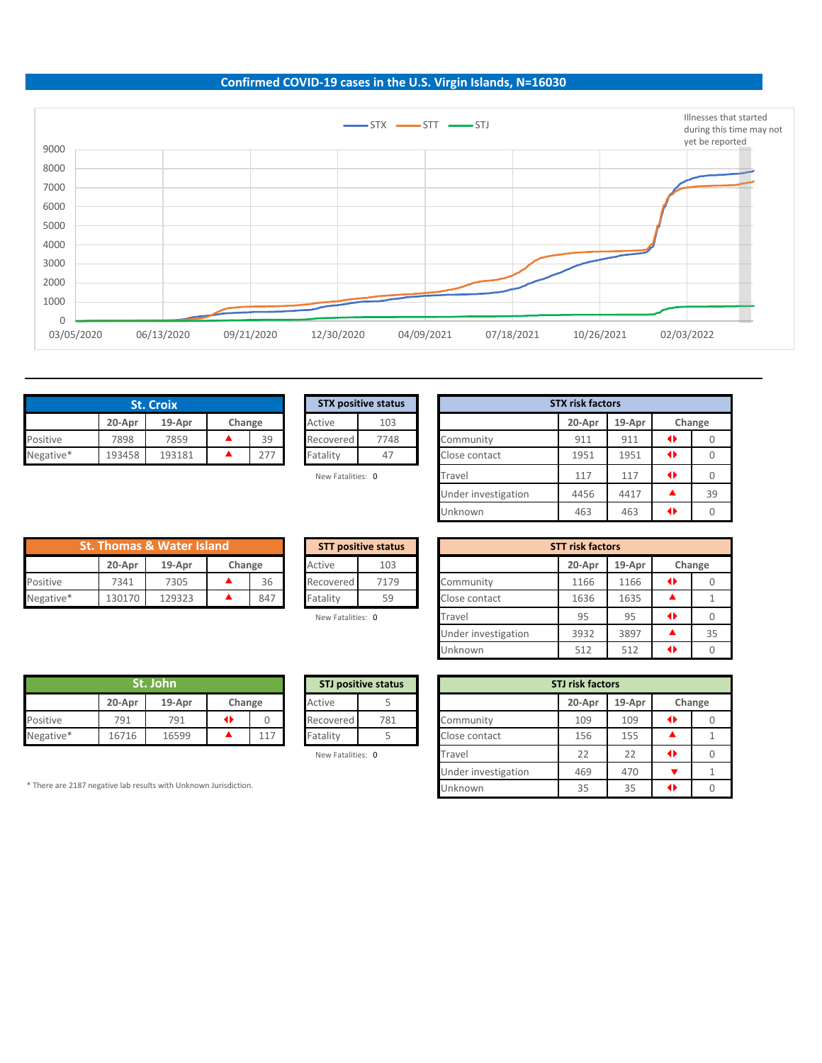## Confirmed COVID-19 cases in the U.S. Virgin Islands, N=16030

STX STT STJ

Illnesses that started during this time may not yet be reported

9000
8000
7000
6000
5000
4000
3000
2000
1000
0

03/05/2020 06/13/2020 09/21/2020 12/30/2020 04/09/2021 07/18/2021 10/26/2021 02/03/2022

| St. Croix | 20-Apr | 19-Apr | Change | |
|---|---|---|---|---|
| Positive | 7898 | 7859 | ▲ | 39 |
| Negative* | 193458 | 193181 | ▲ | 277 |

| STX positive status | |
|---|---|
| Active | 103 |
| Recovered | 7748 |
| Fatality | 47 |

New Fatalities: 0

| STX risk factors | 20-Apr | 19-Apr | Change | |
|---|---|---|---|---|
| Community | 911 | 911 | ◆ | 0 |
| Close contact | 1951 | 1951 | ◆ | 0 |
| Travel | 117 | 117 | ◆ | 0 |
| Under investigation | 4456 | 4417 | ▲ | 39 |
| Unknown | 463 | 463 | ◆ | 0 |

| St. Thomas & Water Island | 20-Apr | 19-Apr | Change | |
|---|---|---|---|---|
| Positive | 7341 | 7305 | ▲ | 36 |
| Negative* | 130170 | 129323 | ▲ | 847 |

| STT positive status | |
|---|---|
| Active | 103 |
| Recovered | 7179 |
| Fatality | 59 |

New Fatalities: 0

| STT risk factors | 20-Apr | 19-Apr | Change | |
|---|---|---|---|---|
| Community | 1166 | 1166 | ◆ | 0 |
| Close contact | 1636 | 1635 | ▲ | 1 |
| Travel | 95 | 95 | ◆ | 0 |
| Under investigation | 3932 | 3897 | ▲ | 35 |
| Unknown | 512 | 512 | ◆ | 0 |

| St. John | 20-Apr | 19-Apr | Change | |
|---|---|---|---|---|
| Positive | 791 | 791 | ◆ | 0 |
| Negative* | 16716 | 16599 | ▲ | 117 |

| STJ positive status | |
|---|---|
| Active | 5 |
| Recovered | 781 |
| Fatality | 5 |

New Fatalities: 0

| STJ risk factors | 20-Apr | 19-Apr | Change | |
|---|---|---|---|---|
| Community | 109 | 109 | ◆ | 0 |
| Close contact | 156 | 155 | ▲ | 1 |
| Travel | 22 | 22 | ◆ | 0 |
| Under investigation | 469 | 470 | ▼ | 1 |
| Unknown | 35 | 35 | ◆ | 0 |

* There are 2187 negative lab results with Unknown Jurisdiction.